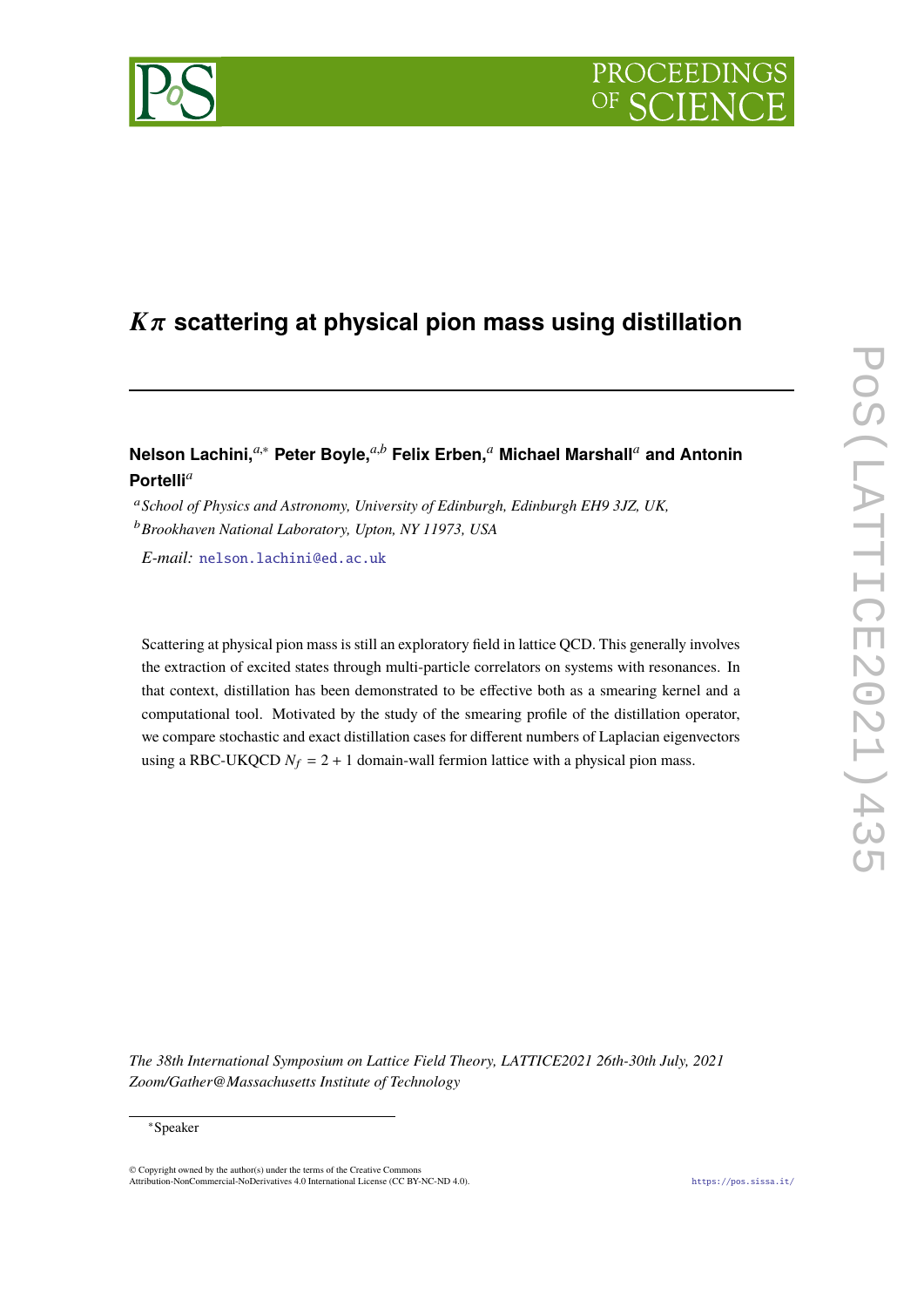# $K\pi$ scattering at physical pion mass using distillation

**Nelson Lachini,**[a,*] **Peter Boyle,**[a,b] **Felix Erben,**[a] **Michael Marshall**[a] **and Antonin Portelli**[a]

[a] *School of Physics and Astronomy, University of Edinburgh, Edinburgh EH9 3JZ, UK,*

[b] *Brookhaven National Laboratory, Upton, NY 11973, USA*

*E-mail:* nelson.lachini@ed.ac.uk

Scattering at physical pion mass is still an exploratory field in lattice QCD. This generally involves the extraction of excited states through multi-particle correlators on systems with resonances. In that context, distillation has been demonstrated to be effective both as a smearing kernel and a computational tool. Motivated by the study of the smearing profile of the distillation operator, we compare stochastic and exact distillation cases for different numbers of Laplacian eigenvectors using a RBC-UKQCD $N_f = 2 + 1$ domain-wall fermion lattice with a physical pion mass.

*The 38th International Symposium on Lattice Field Theory, LATTICE2021 26th-30th July, 2021*
*Zoom/Gather@Massachusetts Institute of Technology*

[*] Speaker

© Copyright owned by the author(s) under the terms of the Creative Commons Attribution-NonCommercial-NoDerivatives 4.0 International License (CC BY-NC-ND 4.0).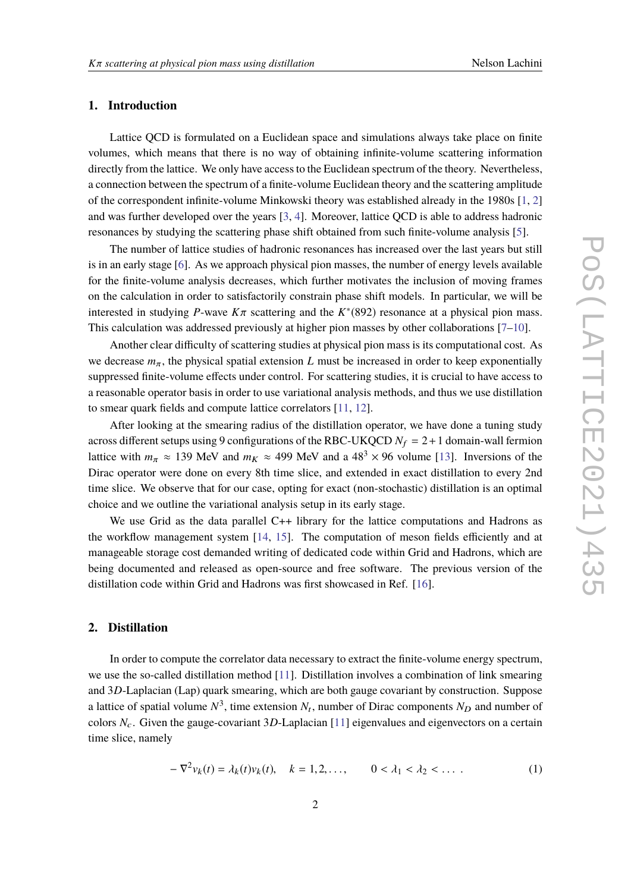## 1. Introduction

Lattice QCD is formulated on a Euclidean space and simulations always take place on finite volumes, which means that there is no way of obtaining infinite-volume scattering information directly from the lattice. We only have access to the Euclidean spectrum of the theory. Nevertheless, a connection between the spectrum of a finite-volume Euclidean theory and the scattering amplitude of the correspondent infinite-volume Minkowski theory was established already in the 1980s [1, 2] and was further developed over the years [3, 4]. Moreover, lattice QCD is able to address hadronic resonances by studying the scattering phase shift obtained from such finite-volume analysis [5].

The number of lattice studies of hadronic resonances has increased over the last years but still is in an early stage [6]. As we approach physical pion masses, the number of energy levels available for the finite-volume analysis decreases, which further motivates the inclusion of moving frames on the calculation in order to satisfactorily constrain phase shift models. In particular, we will be interested in studying $P$-wave $K\pi$ scattering and the $K^*(892)$ resonance at a physical pion mass. This calculation was addressed previously at higher pion masses by other collaborations [7–10].

Another clear difficulty of scattering studies at physical pion mass is its computational cost. As we decrease $m_\pi$, the physical spatial extension $L$ must be increased in order to keep exponentially suppressed finite-volume effects under control. For scattering studies, it is crucial to have access to a reasonable operator basis in order to use variational analysis methods, and thus we use distillation to smear quark fields and compute lattice correlators [11, 12].

After looking at the smearing radius of the distillation operator, we have done a tuning study across different setups using 9 configurations of the RBC-UKQCD $N_f = 2+1$ domain-wall fermion lattice with $m_\pi \approx 139$ MeV and $m_K \approx 499$ MeV and a $48^3 \times 96$ volume [13]. Inversions of the Dirac operator were done on every 8th time slice, and extended in exact distillation to every 2nd time slice. We observe that for our case, opting for exact (non-stochastic) distillation is an optimal choice and we outline the variational analysis setup in its early stage.

We use Grid as the data parallel C++ library for the lattice computations and Hadrons as the workflow management system [14, 15]. The computation of meson fields efficiently and at manageable storage cost demanded writing of dedicated code within Grid and Hadrons, which are being documented and released as open-source and free software. The previous version of the distillation code within Grid and Hadrons was first showcased in Ref. [16].

## 2. Distillation

In order to compute the correlator data necessary to extract the finite-volume energy spectrum, we use the so-called distillation method [11]. Distillation involves a combination of link smearing and $3D$-Laplacian (Lap) quark smearing, which are both gauge covariant by construction. Suppose a lattice of spatial volume $N^3$, time extension $N_t$, number of Dirac components $N_D$ and number of colors $N_c$. Given the gauge-covariant $3D$-Laplacian [11] eigenvalues and eigenvectors on a certain time slice, namely

$$- \nabla^2 v_k(t) = \lambda_k(t) v_k(t), \quad k = 1, 2, \ldots, \qquad 0 < \lambda_1 < \lambda_2 < \ldots \ . \tag{1}$$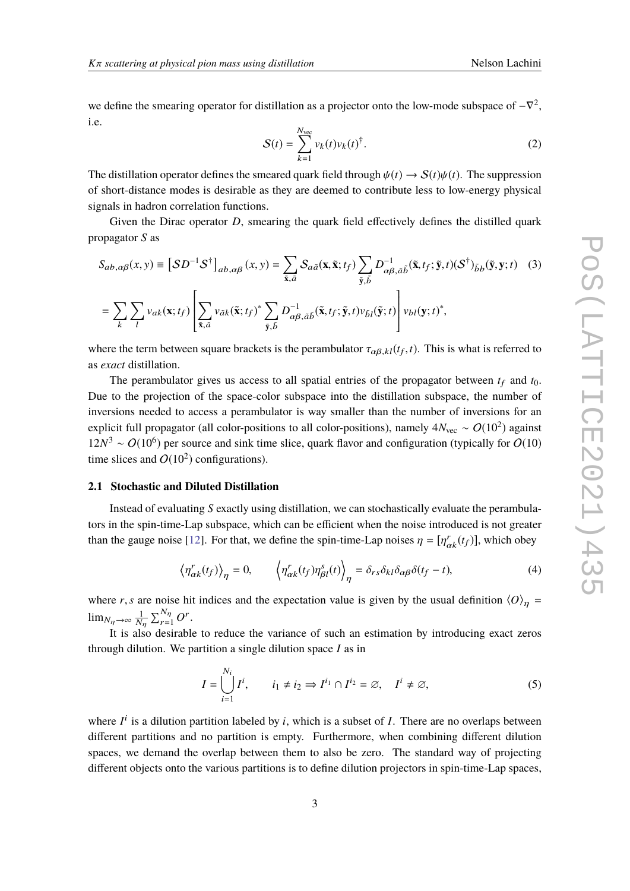we define the smearing operator for distillation as a projector onto the low-mode subspace of $-\nabla^2$, i.e.

$$\mathcal{S}(t) = \sum_{k=1}^{N_{\text{vec}}} v_k(t) v_k(t)^\dagger. \tag{2}$$

The distillation operator defines the smeared quark field through $\psi(t) \to \mathcal{S}(t)\psi(t)$. The suppression of short-distance modes is desirable as they are deemed to contribute less to low-energy physical signals in hadron correlation functions.

Given the Dirac operator $D$, smearing the quark field effectively defines the distilled quark propagator $S$ as

$$S_{ab,\alpha\beta}(x,y) \equiv \left[\mathcal{S}D^{-1}\mathcal{S}^\dagger\right]_{ab,\alpha\beta}(x,y) = \sum_{\tilde{\mathbf{x}},\tilde{a}} \mathcal{S}_{a\tilde{a}}(\mathbf{x},\tilde{\mathbf{x}};t_f) \sum_{\tilde{\mathbf{y}},\tilde{b}} D^{-1}_{\alpha\beta,\tilde{a}\tilde{b}}(\tilde{\mathbf{x}},t_f;\tilde{\mathbf{y}},t)(\mathcal{S}^\dagger)_{\tilde{b}b}(\tilde{\mathbf{y}},\mathbf{y};t) \tag{3}$$

$$= \sum_k \sum_l v_{ak}(\mathbf{x};t_f) \left[ \sum_{\tilde{\mathbf{x}},\tilde{a}} v_{\tilde{a}k}(\tilde{\mathbf{x}};t_f)^* \sum_{\tilde{\mathbf{y}},\tilde{b}} D^{-1}_{\alpha\beta,\tilde{a}\tilde{b}}(\tilde{\mathbf{x}},t_f;\tilde{\mathbf{y}},t) v_{\tilde{b}l}(\tilde{\mathbf{y}};t) \right] v_{bl}(\mathbf{y};t)^*,$$

where the term between square brackets is the perambulator $\tau_{\alpha\beta,kl}(t_f,t)$. This is what is referred to as *exact* distillation.

The perambulator gives us access to all spatial entries of the propagator between $t_f$ and $t_0$. Due to the projection of the space-color subspace into the distillation subspace, the number of inversions needed to access a perambulator is way smaller than the number of inversions for an explicit full propagator (all color-positions to all color-positions), namely $4N_{\text{vec}} \sim O(10^2)$ against $12N^3 \sim O(10^6)$ per source and sink time slice, quark flavor and configuration (typically for $O(10)$ time slices and $O(10^2)$ configurations).

### 2.1 Stochastic and Diluted Distillation

Instead of evaluating $S$ exactly using distillation, we can stochastically evaluate the perambulators in the spin-time-Lap subspace, which can be efficient when the noise introduced is not greater than the gauge noise [12]. For that, we define the spin-time-Lap noises $\eta = [\eta^r_{\alpha k}(t_f)]$, which obey

$$\left\langle \eta^r_{\alpha k}(t_f) \right\rangle_\eta = 0, \qquad \left\langle \eta^r_{\alpha k}(t_f) \eta^s_{\beta l}(t) \right\rangle_\eta = \delta_{rs}\delta_{kl}\delta_{\alpha\beta}\delta(t_f - t), \tag{4}$$

where $r, s$ are noise hit indices and the expectation value is given by the usual definition $\langle O \rangle_\eta = \lim_{N_\eta \to \infty} \frac{1}{N_\eta} \sum_{r=1}^{N_\eta} O^r$.

It is also desirable to reduce the variance of such an estimation by introducing exact zeros through dilution. We partition a single dilution space $I$ as in

$$I = \bigcup_{i=1}^{N_i} I^i, \qquad i_1 \neq i_2 \Rightarrow I^{i_1} \cap I^{i_2} = \varnothing, \quad I^i \neq \varnothing, \tag{5}$$

where $I^i$ is a dilution partition labeled by $i$, which is a subset of $I$. There are no overlaps between different partitions and no partition is empty. Furthermore, when combining different dilution spaces, we demand the overlap between them to also be zero. The standard way of projecting different objects onto the various partitions is to define dilution projectors in spin-time-Lap spaces,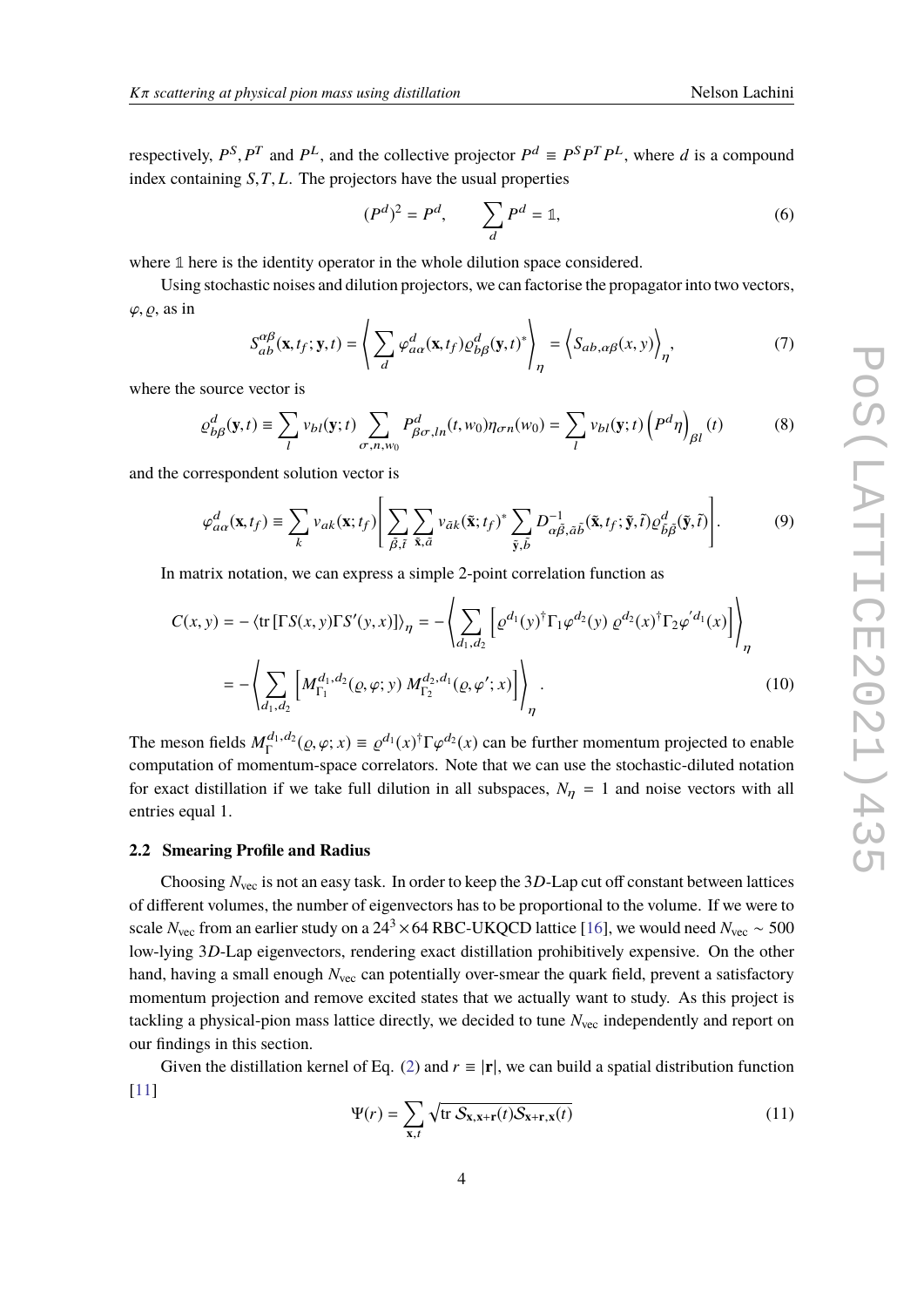respectively, $P^S, P^T$ and $P^L$, and the collective projector $P^d \equiv P^S P^T P^L$, where $d$ is a compound index containing $S, T, L$. The projectors have the usual properties

$$(P^d)^2 = P^d, \qquad \sum_d P^d = \mathbb{1}, \tag{6}$$

where $\mathbb{1}$ here is the identity operator in the whole dilution space considered.

Using stochastic noises and dilution projectors, we can factorise the propagator into two vectors, $\varphi, \varrho$, as in

$$S^{\alpha\beta}_{ab}(\mathbf{x}, t_f; \mathbf{y}, t) = \left\langle \sum_d \varphi^d_{a\alpha}(\mathbf{x}, t_f) \varrho^d_{b\beta}(\mathbf{y}, t)^* \right\rangle_\eta = \left\langle S_{ab,\alpha\beta}(x, y) \right\rangle_\eta, \tag{7}$$

where the source vector is

$$\varrho^d_{b\beta}(\mathbf{y}, t) \equiv \sum_l v_{bl}(\mathbf{y}; t) \sum_{\sigma, n, w_0} P^d_{\beta\sigma, ln}(t, w_0) \eta_{\sigma n}(w_0) = \sum_l v_{bl}(\mathbf{y}; t) \left(P^d \eta\right)_{\beta l}(t) \tag{8}$$

and the correspondent solution vector is

$$\varphi^d_{a\alpha}(\mathbf{x}, t_f) \equiv \sum_k v_{ak}(\mathbf{x}; t_f) \left[ \sum_{\tilde{\beta}, \tilde{t}} \sum_{\tilde{\mathbf{x}}, \tilde{a}} v_{\tilde{a}k}(\tilde{\mathbf{x}}; t_f)^* \sum_{\tilde{\mathbf{y}}, \tilde{b}} D^{-1}_{\alpha\tilde{\beta}, \tilde{a}\tilde{b}}(\tilde{\mathbf{x}}, t_f; \tilde{\mathbf{y}}, \tilde{t}) \varrho^d_{\tilde{b}\tilde{\beta}}(\tilde{\mathbf{y}}, \tilde{t}) \right]. \tag{9}$$

In matrix notation, we can express a simple 2-point correlation function as

$$\begin{aligned}
C(x, y) &= -\left\langle \mathrm{tr}\left[\Gamma S(x, y) \Gamma S'(y, x)\right] \right\rangle_\eta = -\left\langle \sum_{d_1, d_2} \left[ \varrho^{d_1}(y)^\dagger \Gamma_1 \varphi^{d_2}(y)\ \varrho^{d_2}(x)^\dagger \Gamma_2 \varphi'^{d_1}(x) \right] \right\rangle_\eta \\
&= -\left\langle \sum_{d_1, d_2} \left[ M^{d_1, d_2}_{\Gamma_1}(\varrho, \varphi; y)\ M^{d_2, d_1}_{\Gamma_2}(\varrho, \varphi'; x) \right] \right\rangle_\eta .
\end{aligned} \tag{10}$$

The meson fields $M^{d_1,d_2}_\Gamma(\varrho, \varphi; x) \equiv \varrho^{d_1}(x)^\dagger \Gamma \varphi^{d_2}(x)$ can be further momentum projected to enable computation of momentum-space correlators. Note that we can use the stochastic-diluted notation for exact distillation if we take full dilution in all subspaces, $N_\eta = 1$ and noise vectors with all entries equal 1.

### 2.2 Smearing Profile and Radius

Choosing $N_{\mathrm{vec}}$ is not an easy task. In order to keep the 3*D*-Lap cut off constant between lattices of different volumes, the number of eigenvectors has to be proportional to the volume. If we were to scale $N_{\mathrm{vec}}$ from an earlier study on a $24^3 \times 64$ RBC-UKQCD lattice [16], we would need $N_{\mathrm{vec}} \sim 500$ low-lying 3*D*-Lap eigenvectors, rendering exact distillation prohibitively expensive. On the other hand, having a small enough $N_{\mathrm{vec}}$ can potentially over-smear the quark field, prevent a satisfactory momentum projection and remove excited states that we actually want to study. As this project is tackling a physical-pion mass lattice directly, we decided to tune $N_{\mathrm{vec}}$ independently and report on our findings in this section.

Given the distillation kernel of Eq. (2) and $r \equiv |\mathbf{r}|$, we can build a spatial distribution function [11]

$$\Psi(r) = \sum_{\mathbf{x}, t} \sqrt{\mathrm{tr}\, \mathcal{S}_{\mathbf{x}, \mathbf{x}+\mathbf{r}}(t) \mathcal{S}_{\mathbf{x}+\mathbf{r}, \mathbf{x}}(t)} \tag{11}$$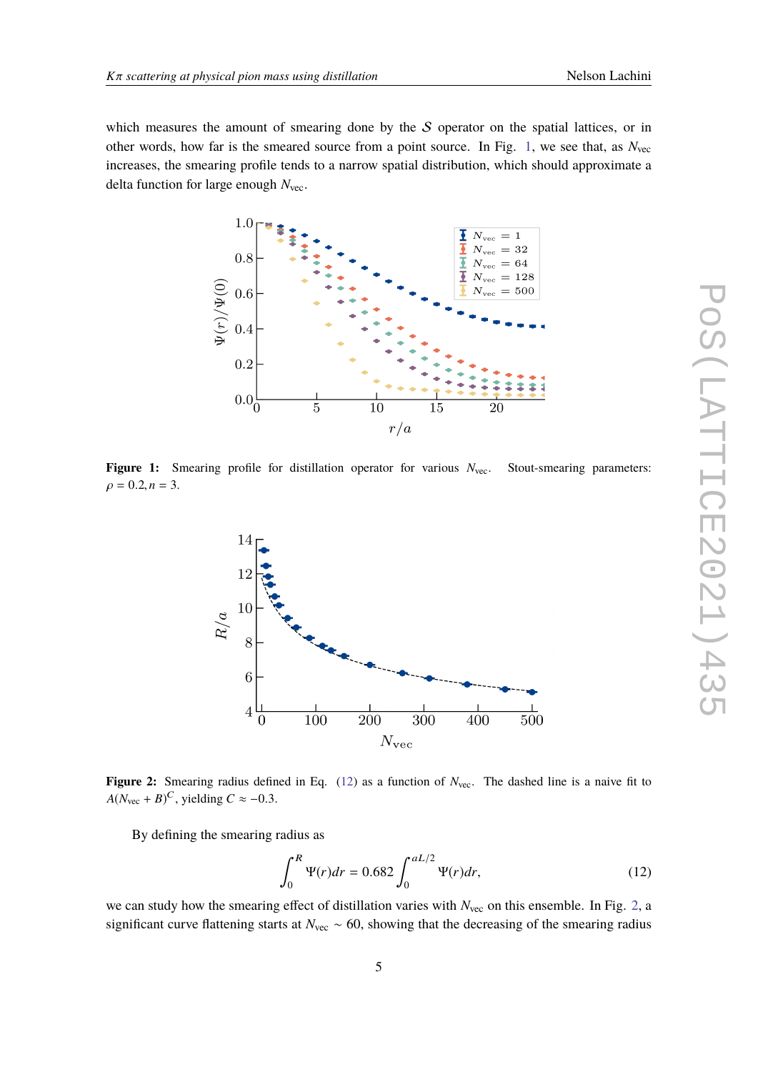which measures the amount of smearing done by the $\mathcal{S}$ operator on the spatial lattices, or in other words, how far is the smeared source from a point source. In Fig. 1, we see that, as $N_{\text{vec}}$ increases, the smearing profile tends to a narrow spatial distribution, which should approximate a delta function for large enough $N_{\text{vec}}$.

**Figure 1:** Smearing profile for distillation operator for various $N_{\text{vec}}$. Stout-smearing parameters: $\rho = 0.2, n = 3$.

**Figure 2:** Smearing radius defined in Eq. (12) as a function of $N_{\text{vec}}$. The dashed line is a naive fit to $A(N_{\text{vec}} + B)^C$, yielding $C \approx -0.3$.

By defining the smearing radius as

$$\int_0^R \Psi(r)dr = 0.682 \int_0^{aL/2} \Psi(r)dr, \tag{12}$$

we can study how the smearing effect of distillation varies with $N_{\text{vec}}$ on this ensemble. In Fig. 2, a significant curve flattening starts at $N_{\text{vec}} \sim 60$, showing that the decreasing of the smearing radius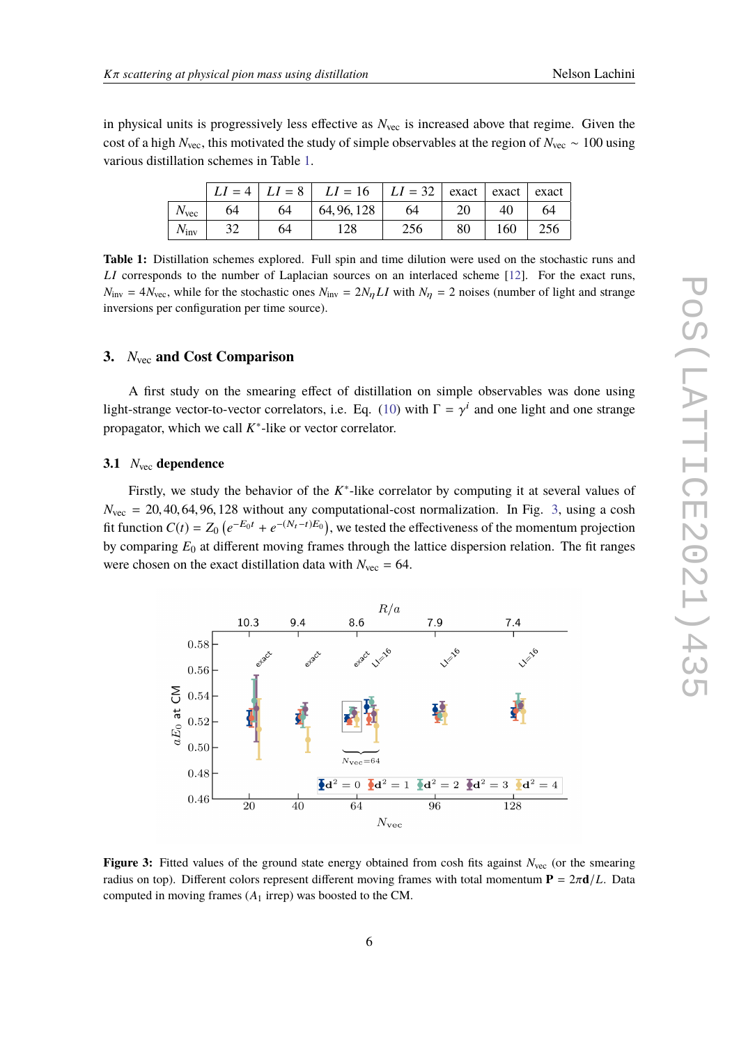in physical units is progressively less effective as $N_{\text{vec}}$ is increased above that regime. Given the cost of a high $N_{\text{vec}}$, this motivated the study of simple observables at the region of $N_{\text{vec}} \sim 100$ using various distillation schemes in Table 1.

| | $LI = 4$ | $LI = 8$ | $LI = 16$ | $LI = 32$ | exact | exact | exact |
|---|---|---|---|---|---|---|---|
| $N_{\text{vec}}$ | 64 | 64 | 64, 96, 128 | 64 | 20 | 40 | 64 |
| $N_{\text{inv}}$ | 32 | 64 | 128 | 256 | 80 | 160 | 256 |

**Table 1:** Distillation schemes explored. Full spin and time dilution were used on the stochastic runs and $LI$ corresponds to the number of Laplacian sources on an interlaced scheme [12]. For the exact runs, $N_{\text{inv}} = 4N_{\text{vec}}$, while for the stochastic ones $N_{\text{inv}} = 2N_{\eta}LI$ with $N_{\eta} = 2$ noises (number of light and strange inversions per configuration per time source).

## 3. $N_{\text{vec}}$ and Cost Comparison

A first study on the smearing effect of distillation on simple observables was done using light-strange vector-to-vector correlators, i.e. Eq. (10) with $\Gamma = \gamma^i$ and one light and one strange propagator, which we call $K^*$-like or vector correlator.

### 3.1 $N_{\text{vec}}$ dependence

Firstly, we study the behavior of the $K^*$-like correlator by computing it at several values of $N_{\text{vec}} = 20, 40, 64, 96, 128$ without any computational-cost normalization. In Fig. 3, using a cosh fit function $C(t) = Z_0 \left(e^{-E_0 t} + e^{-(N_t - t)E_0}\right)$, we tested the effectiveness of the momentum projection by comparing $E_0$ at different moving frames through the lattice dispersion relation. The fit ranges were chosen on the exact distillation data with $N_{\text{vec}} = 64$.

**Figure 3:** Fitted values of the ground state energy obtained from cosh fits against $N_{\text{vec}}$ (or the smearing radius on top). Different colors represent different moving frames with total momentum $\mathbf{P} = 2\pi\mathbf{d}/L$. Data computed in moving frames ($A_1$ irrep) was boosted to the CM.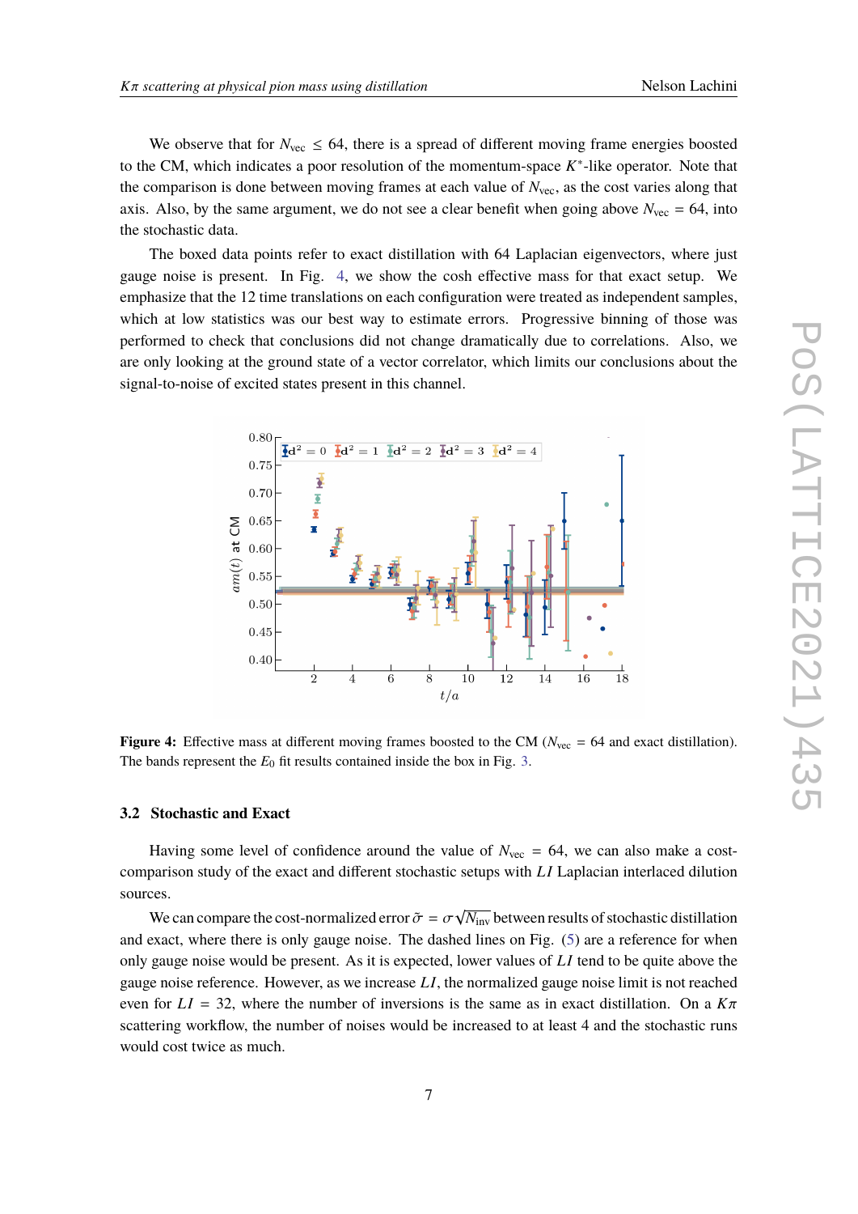We observe that for $N_{\text{vec}} \leq 64$, there is a spread of different moving frame energies boosted to the CM, which indicates a poor resolution of the momentum-space $K^*$-like operator. Note that the comparison is done between moving frames at each value of $N_{\text{vec}}$, as the cost varies along that axis. Also, by the same argument, we do not see a clear benefit when going above $N_{\text{vec}} = 64$, into the stochastic data.

The boxed data points refer to exact distillation with 64 Laplacian eigenvectors, where just gauge noise is present. In Fig. 4, we show the cosh effective mass for that exact setup. We emphasize that the 12 time translations on each configuration were treated as independent samples, which at low statistics was our best way to estimate errors. Progressive binning of those was performed to check that conclusions did not change dramatically due to correlations. Also, we are only looking at the ground state of a vector correlator, which limits our conclusions about the signal-to-noise of excited states present in this channel.

**Figure 4:** Effective mass at different moving frames boosted to the CM ($N_{\text{vec}} = 64$ and exact distillation). The bands represent the $E_0$ fit results contained inside the box in Fig. 3.

### 3.2 Stochastic and Exact

Having some level of confidence around the value of $N_{\text{vec}} = 64$, we can also make a cost-comparison study of the exact and different stochastic setups with *LI* Laplacian interlaced dilution sources.

We can compare the cost-normalized error $\tilde{\sigma} = \sigma\sqrt{N_{\text{inv}}}$ between results of stochastic distillation and exact, where there is only gauge noise. The dashed lines on Fig. (5) are a reference for when only gauge noise would be present. As it is expected, lower values of *LI* tend to be quite above the gauge noise reference. However, as we increase *LI*, the normalized gauge noise limit is not reached even for $LI = 32$, where the number of inversions is the same as in exact distillation. On a $K\pi$ scattering workflow, the number of noises would be increased to at least 4 and the stochastic runs would cost twice as much.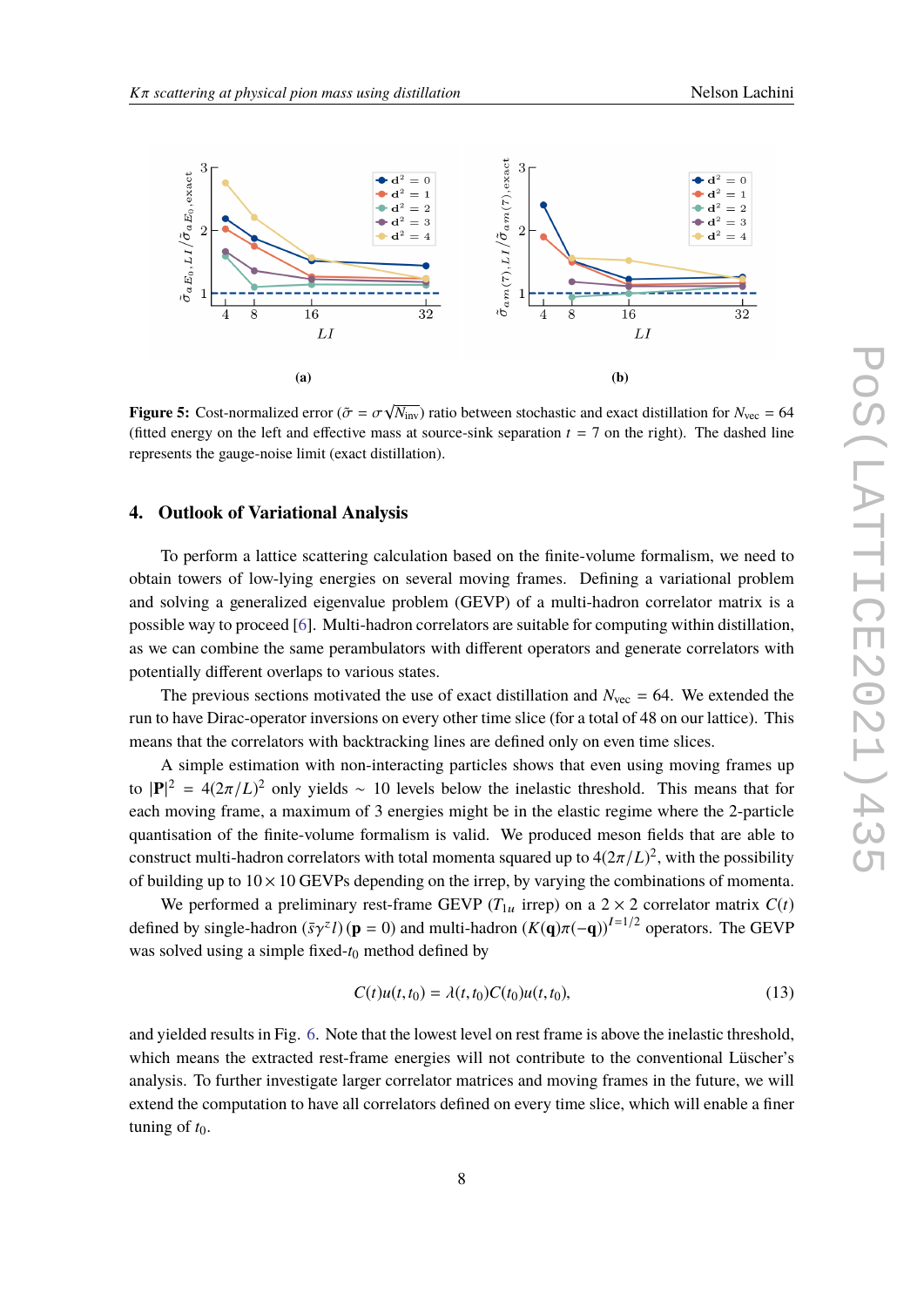(a)

(b)

**Figure 5:** Cost-normalized error ($\tilde{\sigma} = \sigma\sqrt{N_{\text{inv}}}$) ratio between stochastic and exact distillation for $N_{\text{vec}} = 64$ (fitted energy on the left and effective mass at source-sink separation $t = 7$ on the right). The dashed line represents the gauge-noise limit (exact distillation).

## 4. Outlook of Variational Analysis

To perform a lattice scattering calculation based on the finite-volume formalism, we need to obtain towers of low-lying energies on several moving frames. Defining a variational problem and solving a generalized eigenvalue problem (GEVP) of a multi-hadron correlator matrix is a possible way to proceed [6]. Multi-hadron correlators are suitable for computing within distillation, as we can combine the same perambulators with different operators and generate correlators with potentially different overlaps to various states.

The previous sections motivated the use of exact distillation and $N_{\text{vec}} = 64$. We extended the run to have Dirac-operator inversions on every other time slice (for a total of 48 on our lattice). This means that the correlators with backtracking lines are defined only on even time slices.

A simple estimation with non-interacting particles shows that even using moving frames up to $|\mathbf{P}|^2 = 4(2\pi/L)^2$ only yields $\sim$ 10 levels below the inelastic threshold. This means that for each moving frame, a maximum of 3 energies might be in the elastic regime where the 2-particle quantisation of the finite-volume formalism is valid. We produced meson fields that are able to construct multi-hadron correlators with total momenta squared up to $4(2\pi/L)^2$, with the possibility of building up to $10\times 10$ GEVPs depending on the irrep, by varying the combinations of momenta.

We performed a preliminary rest-frame GEVP ($T_{1u}$ irrep) on a $2\times 2$ correlator matrix $C(t)$ defined by single-hadron $(\bar{s}\gamma^z l)\,(\mathbf{p} = 0)$ and multi-hadron $(K(\mathbf{q})\pi(-\mathbf{q}))^{I=1/2}$ operators. The GEVP was solved using a simple fixed-$t_0$ method defined by

$$C(t)u(t, t_0) = \lambda(t, t_0)C(t_0)u(t, t_0), \tag{13}$$

and yielded results in Fig. 6. Note that the lowest level on rest frame is above the inelastic threshold, which means the extracted rest-frame energies will not contribute to the conventional Lüscher's analysis. To further investigate larger correlator matrices and moving frames in the future, we will extend the computation to have all correlators defined on every time slice, which will enable a finer tuning of $t_0$.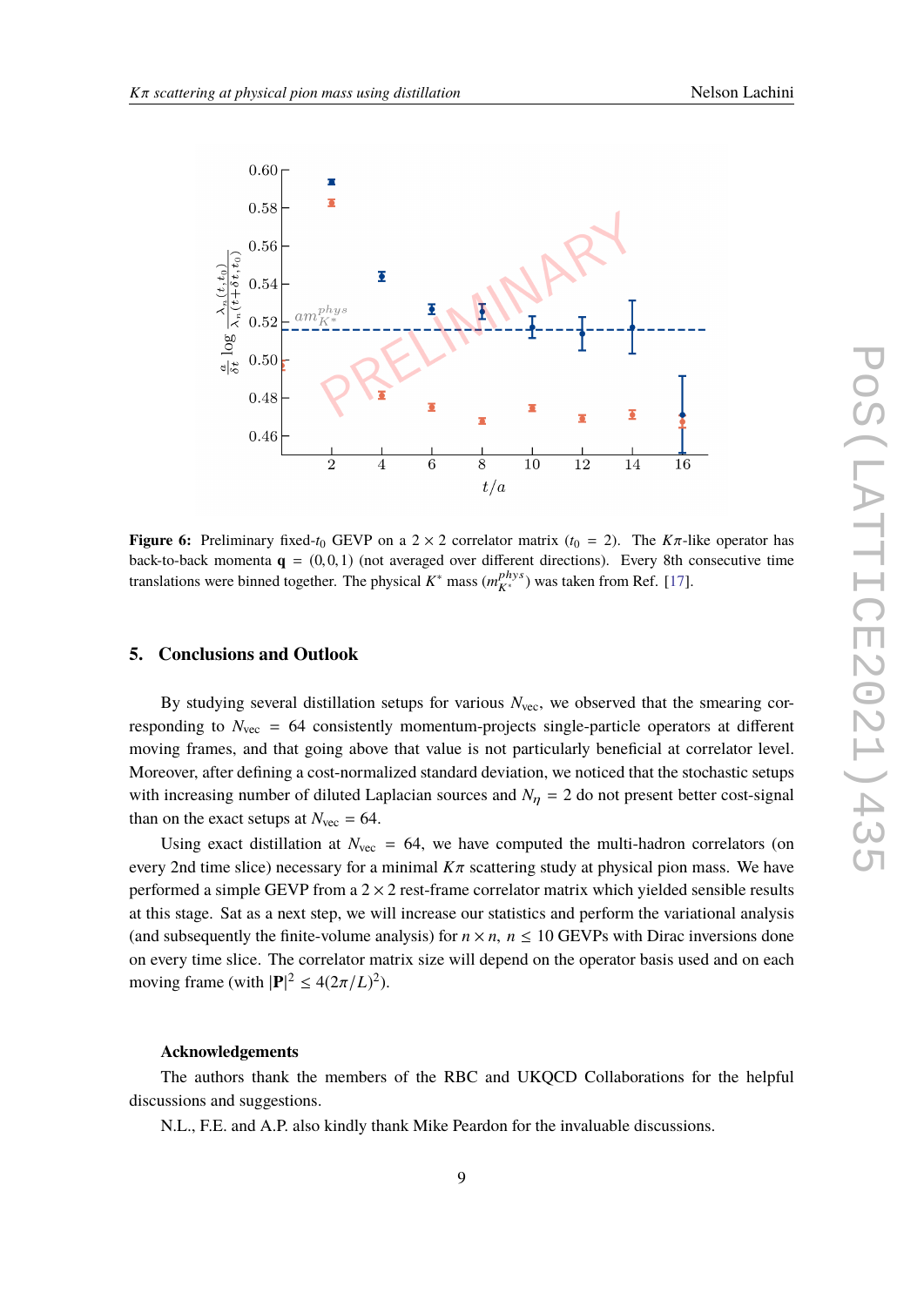**Figure 6:** Preliminary fixed-$t_0$ GEVP on a $2 \times 2$ correlator matrix ($t_0 = 2$). The $K\pi$-like operator has back-to-back momenta $\mathbf{q} = (0, 0, 1)$ (not averaged over different directions). Every 8th consecutive time translations were binned together. The physical $K^*$ mass ($m_{K^*}^{phys}$) was taken from Ref. [17].

## 5. Conclusions and Outlook

By studying several distillation setups for various $N_{\text{vec}}$, we observed that the smearing corresponding to $N_{\text{vec}} = 64$ consistently momentum-projects single-particle operators at different moving frames, and that going above that value is not particularly beneficial at correlator level. Moreover, after defining a cost-normalized standard deviation, we noticed that the stochastic setups with increasing number of diluted Laplacian sources and $N_\eta = 2$ do not present better cost-signal than on the exact setups at $N_{\text{vec}} = 64$.

Using exact distillation at $N_{\text{vec}} = 64$, we have computed the multi-hadron correlators (on every 2nd time slice) necessary for a minimal $K\pi$ scattering study at physical pion mass. We have performed a simple GEVP from a $2 \times 2$ rest-frame correlator matrix which yielded sensible results at this stage. Sat as a next step, we will increase our statistics and perform the variational analysis (and subsequently the finite-volume analysis) for $n \times n$, $n \leq 10$ GEVPs with Dirac inversions done on every time slice. The correlator matrix size will depend on the operator basis used and on each moving frame (with $|\mathbf{P}|^2 \leq 4(2\pi/L)^2$).

### Acknowledgements

The authors thank the members of the RBC and UKQCD Collaborations for the helpful discussions and suggestions.

N.L., F.E. and A.P. also kindly thank Mike Peardon for the invaluable discussions.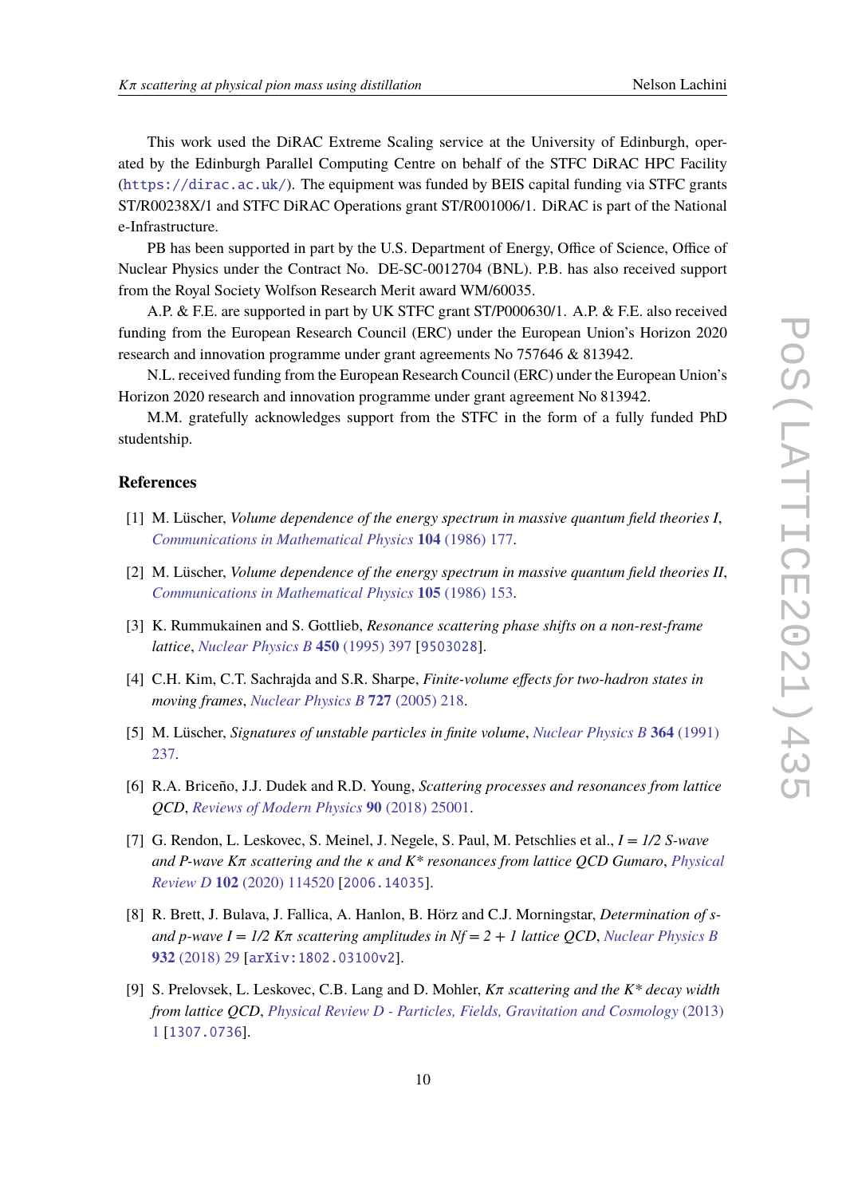This work used the DiRAC Extreme Scaling service at the University of Edinburgh, operated by the Edinburgh Parallel Computing Centre on behalf of the STFC DiRAC HPC Facility (https://dirac.ac.uk/). The equipment was funded by BEIS capital funding via STFC grants ST/R00238X/1 and STFC DiRAC Operations grant ST/R001006/1. DiRAC is part of the National e-Infrastructure.

PB has been supported in part by the U.S. Department of Energy, Office of Science, Office of Nuclear Physics under the Contract No. DE-SC-0012704 (BNL). P.B. has also received support from the Royal Society Wolfson Research Merit award WM/60035.

A.P. & F.E. are supported in part by UK STFC grant ST/P000630/1. A.P. & F.E. also received funding from the European Research Council (ERC) under the European Union's Horizon 2020 research and innovation programme under grant agreements No 757646 & 813942.

N.L. received funding from the European Research Council (ERC) under the European Union's Horizon 2020 research and innovation programme under grant agreement No 813942.

M.M. gratefully acknowledges support from the STFC in the form of a fully funded PhD studentship.

## References

[1] M. Lüscher, *Volume dependence of the energy spectrum in massive quantum field theories I*, Communications in Mathematical Physics **104** (1986) 177.

[2] M. Lüscher, *Volume dependence of the energy spectrum in massive quantum field theories II*, Communications in Mathematical Physics **105** (1986) 153.

[3] K. Rummukainen and S. Gottlieb, *Resonance scattering phase shifts on a non-rest-frame lattice*, Nuclear Physics B **450** (1995) 397 [9503028].

[4] C.H. Kim, C.T. Sachrajda and S.R. Sharpe, *Finite-volume effects for two-hadron states in moving frames*, Nuclear Physics B **727** (2005) 218.

[5] M. Lüscher, *Signatures of unstable particles in finite volume*, Nuclear Physics B **364** (1991) 237.

[6] R.A. Briceño, J.J. Dudek and R.D. Young, *Scattering processes and resonances from lattice QCD*, Reviews of Modern Physics **90** (2018) 25001.

[7] G. Rendon, L. Leskovec, S. Meinel, J. Negele, S. Paul, M. Petschlies et al., *$I = 1/2$ S-wave and P-wave $K\pi$ scattering and the $\kappa$ and $K*$ resonances from lattice QCD Gumaro*, Physical Review D **102** (2020) 114520 [2006.14035].

[8] R. Brett, J. Bulava, J. Fallica, A. Hanlon, B. Hörz and C.J. Morningstar, *Determination of s- and p-wave $I = 1/2$ $K\pi$ scattering amplitudes in $Nf = 2 + 1$ lattice QCD*, Nuclear Physics B **932** (2018) 29 [arXiv:1802.03100v2].

[9] S. Prelovsek, L. Leskovec, C.B. Lang and D. Mohler, *$K\pi$ scattering and the $K*$ decay width from lattice QCD*, Physical Review D - Particles, Fields, Gravitation and Cosmology (2013) 1 [1307.0736].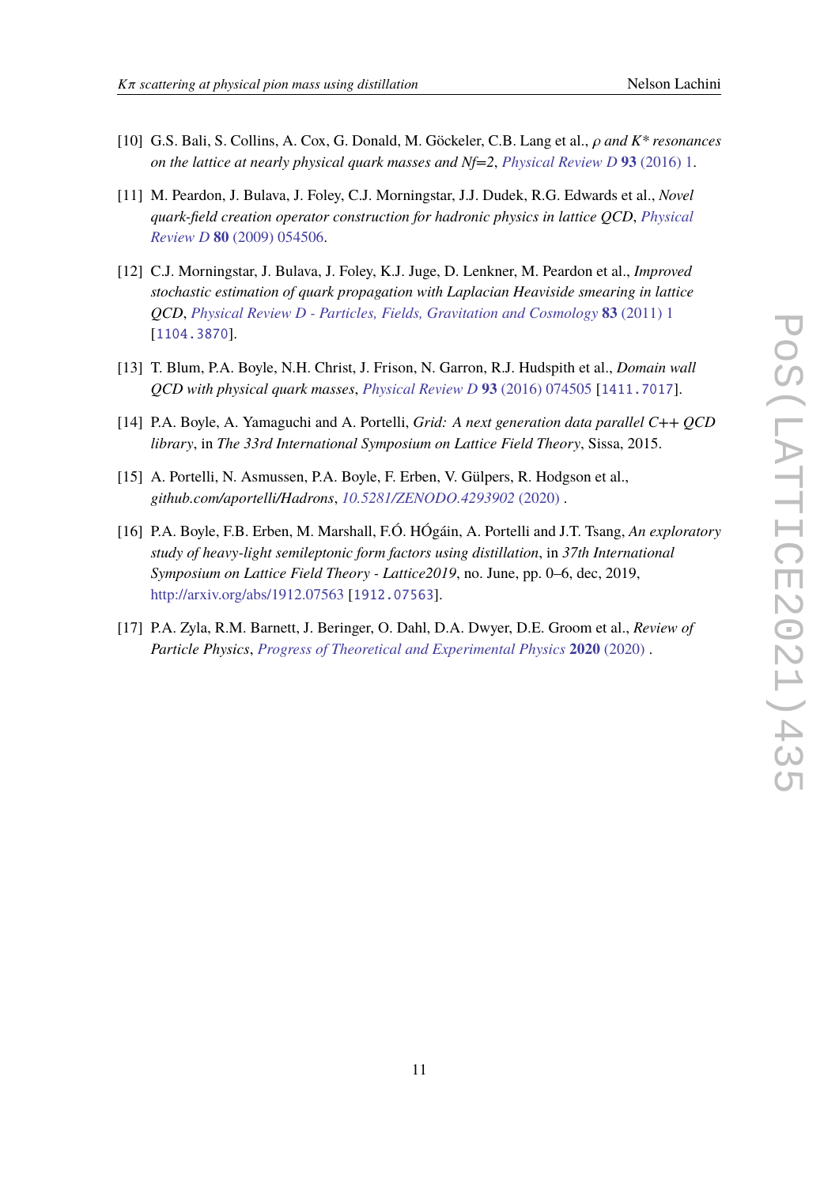[10] G.S. Bali, S. Collins, A. Cox, G. Donald, M. Göckeler, C.B. Lang et al., *$\rho$ and $K^*$ resonances on the lattice at nearly physical quark masses and Nf=2*, *Physical Review D* **93** (2016) 1.

[11] M. Peardon, J. Bulava, J. Foley, C.J. Morningstar, J.J. Dudek, R.G. Edwards et al., *Novel quark-field creation operator construction for hadronic physics in lattice QCD*, *Physical Review D* **80** (2009) 054506.

[12] C.J. Morningstar, J. Bulava, J. Foley, K.J. Juge, D. Lenkner, M. Peardon et al., *Improved stochastic estimation of quark propagation with Laplacian Heaviside smearing in lattice QCD*, *Physical Review D - Particles, Fields, Gravitation and Cosmology* **83** (2011) 1 [1104.3870].

[13] T. Blum, P.A. Boyle, N.H. Christ, J. Frison, N. Garron, R.J. Hudspith et al., *Domain wall QCD with physical quark masses*, *Physical Review D* **93** (2016) 074505 [1411.7017].

[14] P.A. Boyle, A. Yamaguchi and A. Portelli, *Grid: A next generation data parallel C++ QCD library*, in *The 33rd International Symposium on Lattice Field Theory*, Sissa, 2015.

[15] A. Portelli, N. Asmussen, P.A. Boyle, F. Erben, V. Gülpers, R. Hodgson et al., *github.com/aportelli/Hadrons*, *10.5281/ZENODO.4293902* (2020) .

[16] P.A. Boyle, F.B. Erben, M. Marshall, F.Ó. HÓgáin, A. Portelli and J.T. Tsang, *An exploratory study of heavy-light semileptonic form factors using distillation*, in *37th International Symposium on Lattice Field Theory - Lattice2019*, no. June, pp. 0–6, dec, 2019, http://arxiv.org/abs/1912.07563 [1912.07563].

[17] P.A. Zyla, R.M. Barnett, J. Beringer, O. Dahl, D.A. Dwyer, D.E. Groom et al., *Review of Particle Physics*, *Progress of Theoretical and Experimental Physics* **2020** (2020) .